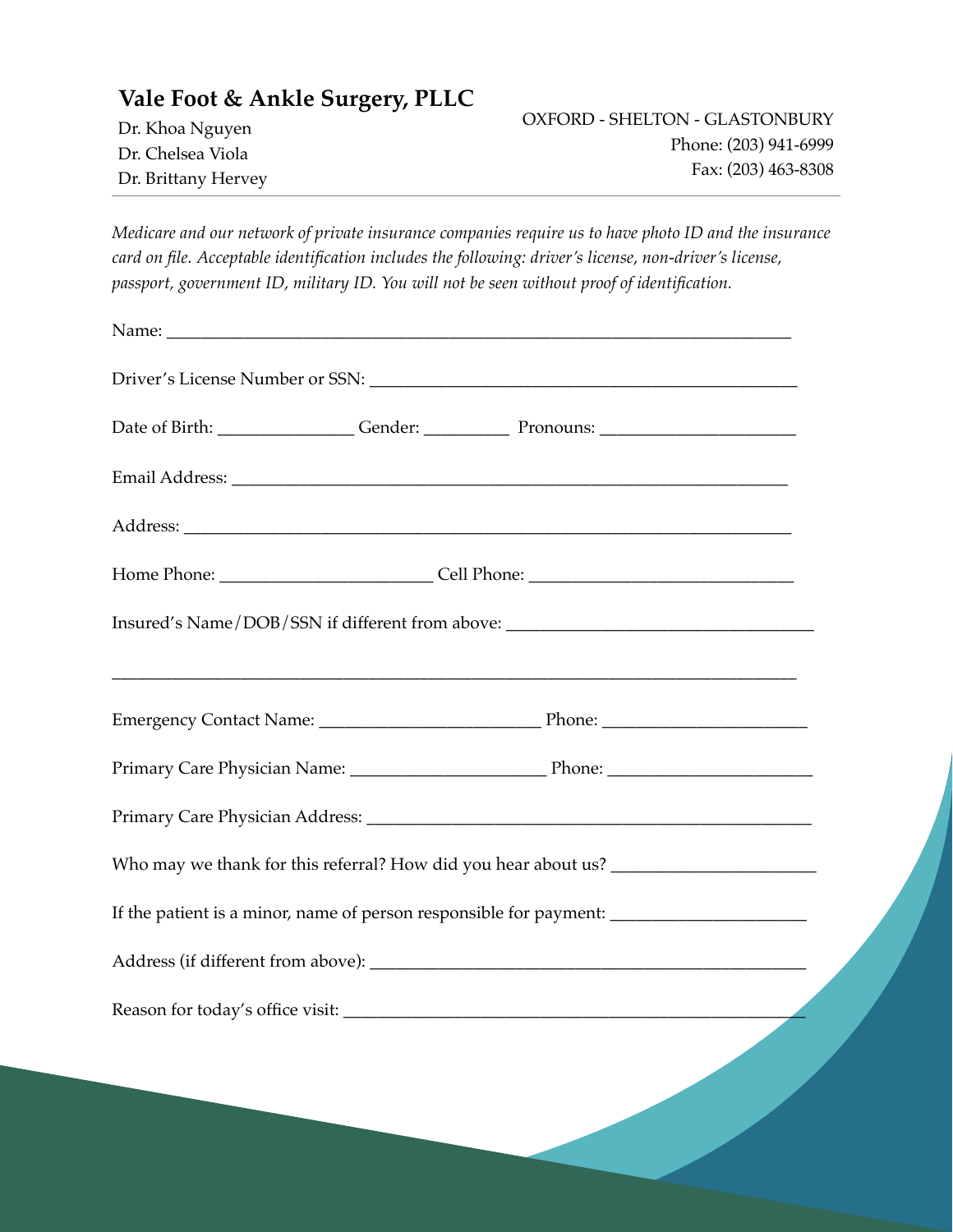# Vale Foot & Ankle Surgery, PLLC

Dr. Khoa Nguyen
Dr. Chelsea Viola
Dr. Brittany Hervey

OXFORD - SHELTON - GLASTONBURY
Phone: (203) 941-6999
Fax: (203) 463-8308

---

*Medicare and our network of private insurance companies require us to have photo ID and the insurance card on file. Acceptable identification includes the following: driver's license, non-driver's license, passport, government ID, military ID. You will not be seen without proof of identification.*

Name: ___________________________________________________________________________

Driver's License Number or SSN: ________________________________________________

Date of Birth: _______________ Gender: _________ Pronouns: _____________________

Email Address: ______________________________________________________________

Address: ____________________________________________________________________

Home Phone: _______________________ Cell Phone: _____________________________

Insured's Name/DOB/SSN if different from above: __________________________________

_____________________________________________________________________________

Emergency Contact Name: ________________________ Phone: _____________________

Primary Care Physician Name: _____________________ Phone: _____________________

Primary Care Physician Address: _________________________________________________

Who may we thank for this referral? How did you hear about us? _____________________

If the patient is a minor, name of person responsible for payment: ____________________

Address (if different from above): ________________________________________________

Reason for today's office visit: ___________________________________________________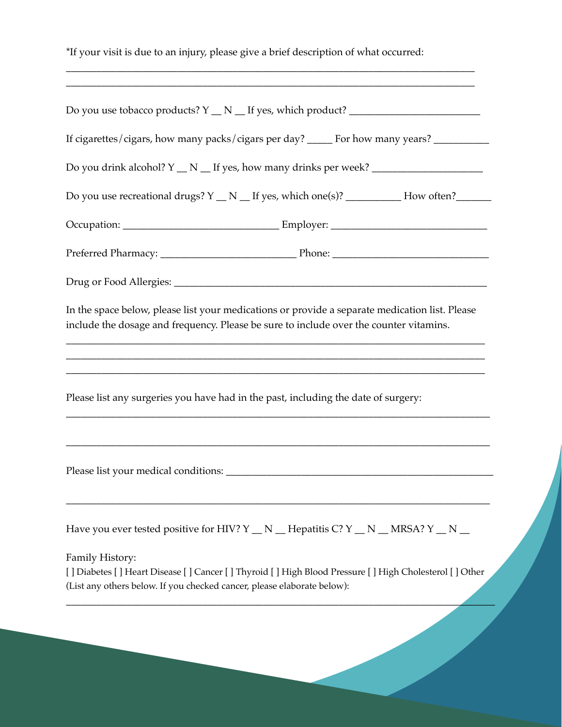*If your visit is due to an injury, please give a brief description of what occurred:

________________________________________________________________________________

________________________________________________________________________________

Do you use tobacco products? Y __ N __ If yes, which product? _________________________

If cigarettes/cigars, how many packs/cigars per day? _____ For how many years? __________

Do you drink alcohol? Y __ N __ If yes, how many drinks per week? _____________________

Do you use recreational drugs? Y __ N __ If yes, which one(s)? __________ How often?______

Occupation: _____________________________ Employer: _____________________________

Preferred Pharmacy: _________________________ Phone: _____________________________

Drug or Food Allergies: ___________________________________________________________

In the space below, please list your medications or provide a separate medication list. Please include the dosage and frequency. Please be sure to include over the counter vitamins.

________________________________________________________________________________

________________________________________________________________________________

________________________________________________________________________________

Please list any surgeries you have had in the past, including the date of surgery:

________________________________________________________________________________

________________________________________________________________________________

Please list your medical conditions: ___________________________________________________

________________________________________________________________________________

Have you ever tested positive for HIV? Y __ N __ Hepatitis C? Y __ N __ MRSA? Y __ N __

Family History:

[ ] Diabetes [ ] Heart Disease [ ] Cancer [ ] Thyroid [ ] High Blood Pressure [ ] High Cholesterol [ ] Other (List any others below. If you checked cancer, please elaborate below):

________________________________________________________________________________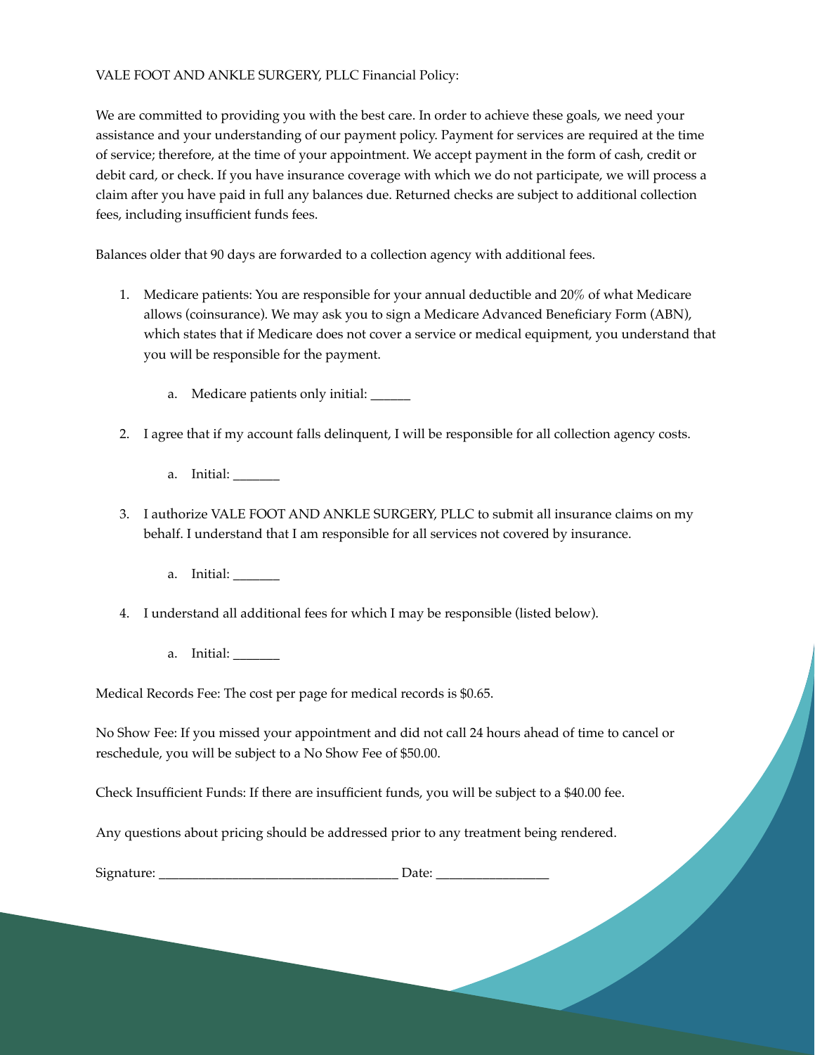VALE FOOT AND ANKLE SURGERY, PLLC Financial Policy:

We are committed to providing you with the best care. In order to achieve these goals, we need your assistance and your understanding of our payment policy. Payment for services are required at the time of service; therefore, at the time of your appointment. We accept payment in the form of cash, credit or debit card, or check. If you have insurance coverage with which we do not participate, we will process a claim after you have paid in full any balances due. Returned checks are subject to additional collection fees, including insufficient funds fees.

Balances older that 90 days are forwarded to a collection agency with additional fees.

1. Medicare patients: You are responsible for your annual deductible and 20% of what Medicare allows (coinsurance). We may ask you to sign a Medicare Advanced Beneficiary Form (ABN), which states that if Medicare does not cover a service or medical equipment, you understand that you will be responsible for the payment.

    a. Medicare patients only initial: ______

2. I agree that if my account falls delinquent, I will be responsible for all collection agency costs.

    a. Initial: _______

3. I authorize VALE FOOT AND ANKLE SURGERY, PLLC to submit all insurance claims on my behalf. I understand that I am responsible for all services not covered by insurance.

    a. Initial: _______

4. I understand all additional fees for which I may be responsible (listed below).

    a. Initial: _______

Medical Records Fee: The cost per page for medical records is $0.65.

No Show Fee: If you missed your appointment and did not call 24 hours ahead of time to cancel or reschedule, you will be subject to a No Show Fee of $50.00.

Check Insufficient Funds: If there are insufficient funds, you will be subject to a $40.00 fee.

Any questions about pricing should be addressed prior to any treatment being rendered.

Signature: ___________________________________ Date: ________________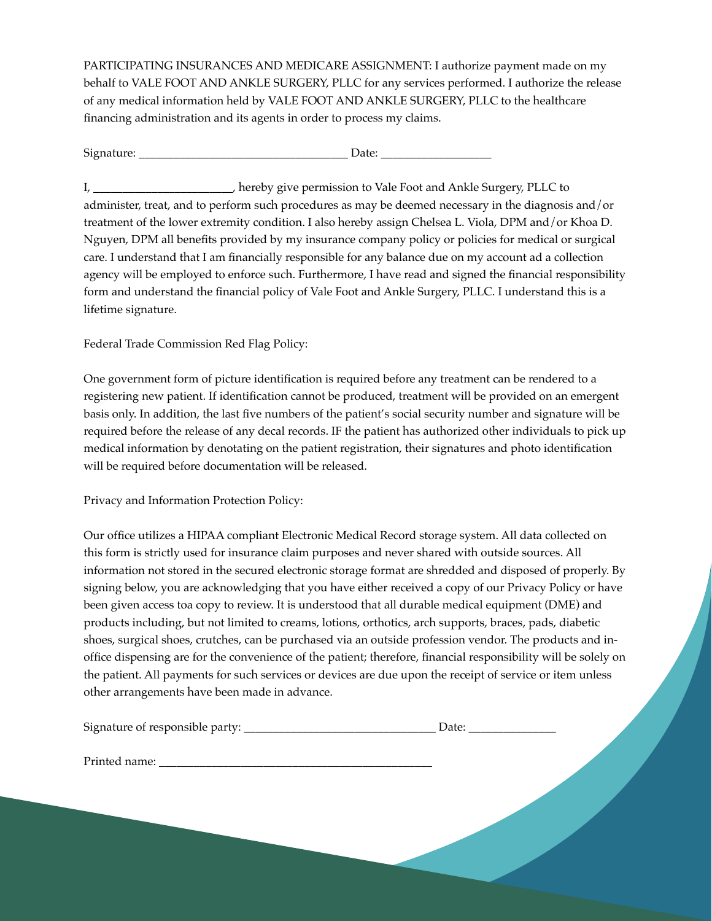PARTICIPATING INSURANCES AND MEDICARE ASSIGNMENT: I authorize payment made on my behalf to VALE FOOT AND ANKLE SURGERY, PLLC for any services performed. I authorize the release of any medical information held by VALE FOOT AND ANKLE SURGERY, PLLC to the healthcare financing administration and its agents in order to process my claims.

Signature: ___________________________________ Date: __________________

I, _______________________, hereby give permission to Vale Foot and Ankle Surgery, PLLC to administer, treat, and to perform such procedures as may be deemed necessary in the diagnosis and/or treatment of the lower extremity condition. I also hereby assign Chelsea L. Viola, DPM and/or Khoa D. Nguyen, DPM all benefits provided by my insurance company policy or policies for medical or surgical care. I understand that I am financially responsible for any balance due on my account ad a collection agency will be employed to enforce such. Furthermore, I have read and signed the financial responsibility form and understand the financial policy of Vale Foot and Ankle Surgery, PLLC. I understand this is a lifetime signature.

Federal Trade Commission Red Flag Policy:

One government form of picture identification is required before any treatment can be rendered to a registering new patient. If identification cannot be produced, treatment will be provided on an emergent basis only. In addition, the last five numbers of the patient's social security number and signature will be required before the release of any decal records. IF the patient has authorized other individuals to pick up medical information by denotating on the patient registration, their signatures and photo identification will be required before documentation will be released.

Privacy and Information Protection Policy:

Our office utilizes a HIPAA compliant Electronic Medical Record storage system. All data collected on this form is strictly used for insurance claim purposes and never shared with outside sources. All information not stored in the secured electronic storage format are shredded and disposed of properly. By signing below, you are acknowledging that you have either received a copy of our Privacy Policy or have been given access toa copy to review. It is understood that all durable medical equipment (DME) and products including, but not limited to creams, lotions, orthotics, arch supports, braces, pads, diabetic shoes, surgical shoes, crutches, can be purchased via an outside profession vendor. The products and in-office dispensing are for the convenience of the patient; therefore, financial responsibility will be solely on the patient. All payments for such services or devices are due upon the receipt of service or item unless other arrangements have been made in advance.

Signature of responsible party: ________________________________ Date: ______________

Printed name: ______________________________________________